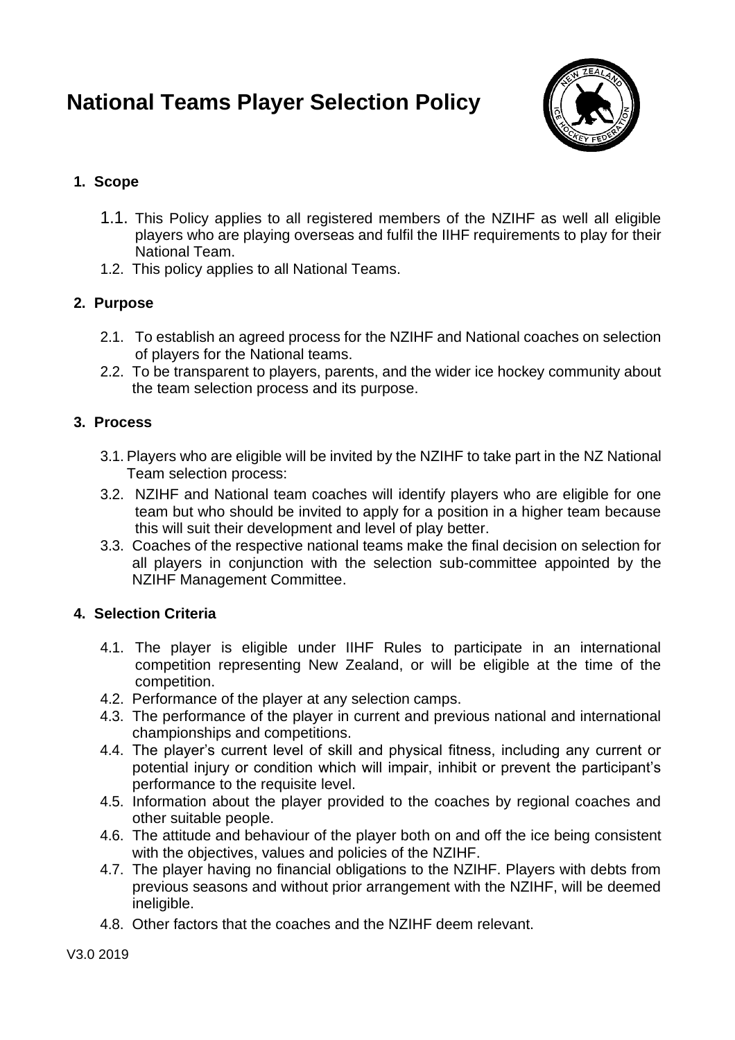# National Teams Player Selection Policy

**1. Scope**

1.1. This Policy applies to all registered members of the NZIHF as well all eligible players who are playing overseas and fulfil the IIHF requirements to play for their National Team.

1.2. This policy applies to all National Teams.

**2. Purpose**

2.1. To establish an agreed process for the NZIHF and National coaches on selection of players for the National teams.

2.2. To be transparent to players, parents, and the wider ice hockey community about the team selection process and its purpose.

**3. Process**

3.1. Players who are eligible will be invited by the NZIHF to take part in the NZ National Team selection process:

3.2. NZIHF and National team coaches will identify players who are eligible for one team but who should be invited to apply for a position in a higher team because this will suit their development and level of play better.

3.3. Coaches of the respective national teams make the final decision on selection for all players in conjunction with the selection sub-committee appointed by the NZIHF Management Committee.

**4. Selection Criteria**

4.1. The player is eligible under IIHF Rules to participate in an international competition representing New Zealand, or will be eligible at the time of the competition.

4.2. Performance of the player at any selection camps.

4.3. The performance of the player in current and previous national and international championships and competitions.

4.4. The player's current level of skill and physical fitness, including any current or potential injury or condition which will impair, inhibit or prevent the participant's performance to the requisite level.

4.5. Information about the player provided to the coaches by regional coaches and other suitable people.

4.6. The attitude and behaviour of the player both on and off the ice being consistent with the objectives, values and policies of the NZIHF.

4.7. The player having no financial obligations to the NZIHF. Players with debts from previous seasons and without prior arrangement with the NZIHF, will be deemed ineligible.

4.8. Other factors that the coaches and the NZIHF deem relevant.

V3.0 2019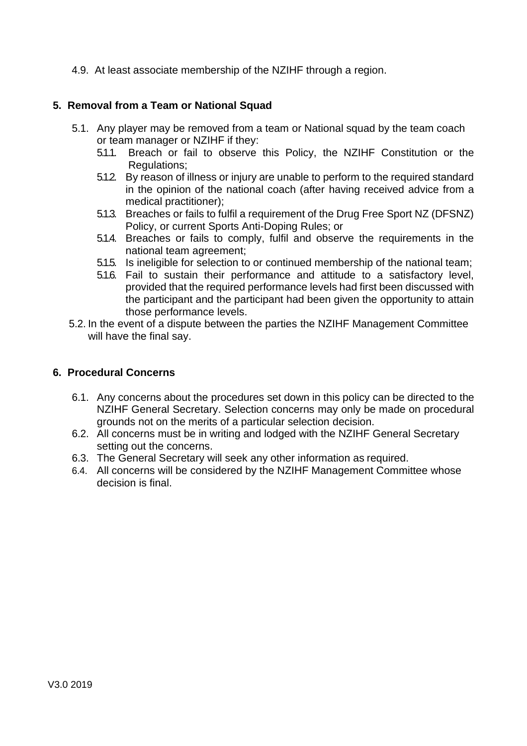4.9. At least associate membership of the NZIHF through a region.

## 5. Removal from a Team or National Squad

5.1. Any player may be removed from a team or National squad by the team coach or team manager or NZIHF if they:

- 5.1.1. Breach or fail to observe this Policy, the NZIHF Constitution or the Regulations;
- 5.1.2. By reason of illness or injury are unable to perform to the required standard in the opinion of the national coach (after having received advice from a medical practitioner);
- 5.1.3. Breaches or fails to fulfil a requirement of the Drug Free Sport NZ (DFSNZ) Policy, or current Sports Anti-Doping Rules; or
- 5.1.4. Breaches or fails to comply, fulfil and observe the requirements in the national team agreement;
- 5.1.5. Is ineligible for selection to or continued membership of the national team;
- 5.1.6. Fail to sustain their performance and attitude to a satisfactory level, provided that the required performance levels had first been discussed with the participant and the participant had been given the opportunity to attain those performance levels.

5.2. In the event of a dispute between the parties the NZIHF Management Committee will have the final say.

## 6. Procedural Concerns

6.1. Any concerns about the procedures set down in this policy can be directed to the NZIHF General Secretary. Selection concerns may only be made on procedural grounds not on the merits of a particular selection decision.

6.2. All concerns must be in writing and lodged with the NZIHF General Secretary setting out the concerns.

6.3. The General Secretary will seek any other information as required.

6.4. All concerns will be considered by the NZIHF Management Committee whose decision is final.

V3.0 2019